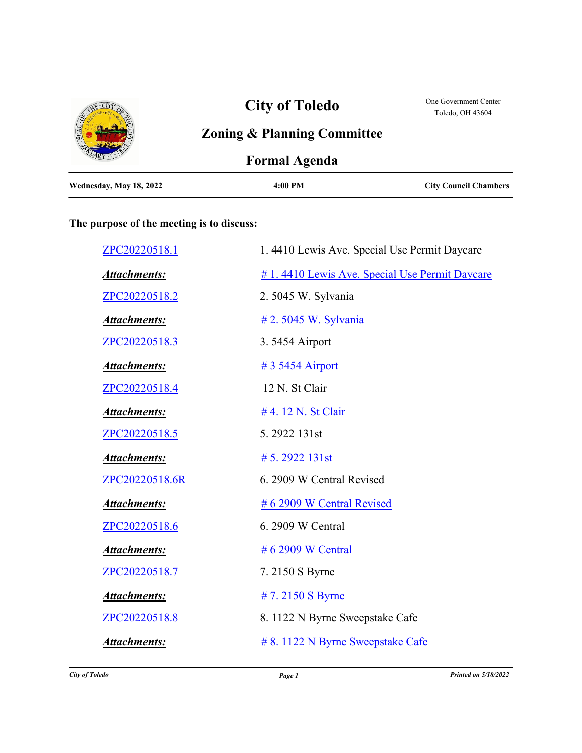# City of Toledo

## Zoning & Planning Committee

## Formal Agenda

One Government Center
Toledo, OH 43604

| Wednesday, May 18, 2022 | 4:00 PM | City Council Chambers |
|---|---|---|

**The purpose of the meeting is to discuss:**

| | |
|---|---|
| ZPC20220518.1 | 1. 4410 Lewis Ave. Special Use Permit Daycare |
| ***Attachments:*** | # 1. 4410 Lewis Ave. Special Use Permit Daycare |
| ZPC20220518.2 | 2. 5045 W. Sylvania |
| ***Attachments:*** | # 2. 5045 W. Sylvania |
| ZPC20220518.3 | 3. 5454 Airport |
| ***Attachments:*** | # 3 5454 Airport |
| ZPC20220518.4 | 12 N. St Clair |
| ***Attachments:*** | # 4. 12 N. St Clair |
| ZPC20220518.5 | 5. 2922 131st |
| ***Attachments:*** | # 5. 2922 131st |
| ZPC20220518.6R | 6. 2909 W Central Revised |
| ***Attachments:*** | # 6 2909 W Central Revised |
| ZPC20220518.6 | 6. 2909 W Central |
| ***Attachments:*** | # 6 2909 W Central |
| ZPC20220518.7 | 7. 2150 S Byrne |
| ***Attachments:*** | # 7. 2150 S Byrne |
| ZPC20220518.8 | 8. 1122 N Byrne Sweepstake Cafe |
| ***Attachments:*** | # 8. 1122 N Byrne Sweepstake Cafe |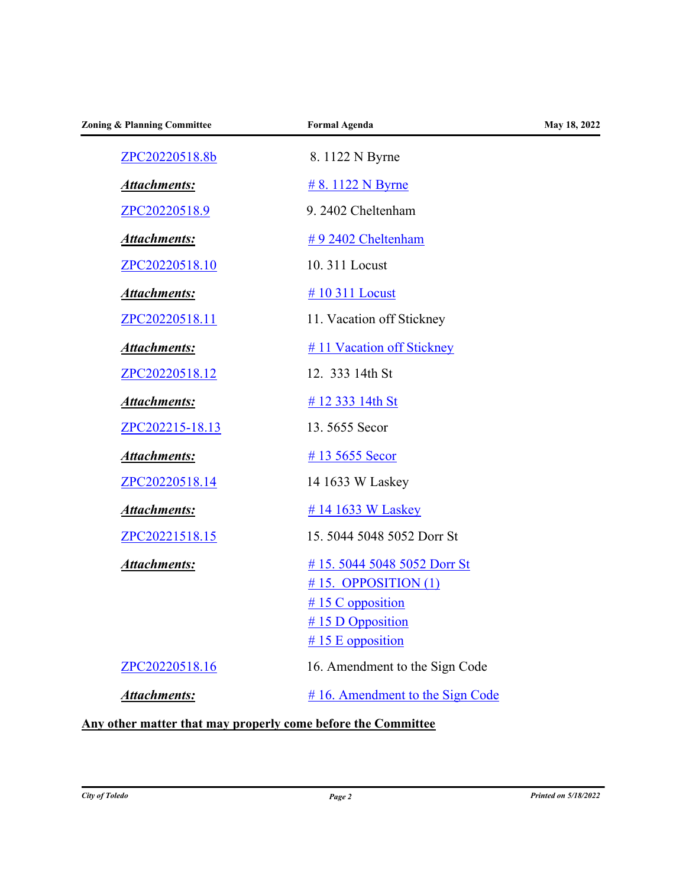ZPC20220518.8b — 8. 1122 N Byrne

***Attachments:*** # 8. 1122 N Byrne

ZPC20220518.9 — 9. 2402 Cheltenham

***Attachments:*** # 9 2402 Cheltenham

ZPC20220518.10 — 10. 311 Locust

***Attachments:*** # 10 311 Locust

ZPC20220518.11 — 11. Vacation off Stickney

***Attachments:*** # 11 Vacation off Stickney

ZPC20220518.12 — 12. 333 14th St

***Attachments:*** # 12 333 14th St

ZPC202215-18.13 — 13. 5655 Secor

***Attachments:*** # 13 5655 Secor

ZPC20220518.14 — 14 1633 W Laskey

***Attachments:*** # 14 1633 W Laskey

ZPC20221518.15 — 15. 5044 5048 5052 Dorr St

***Attachments:*** # 15. 5044 5048 5052 Dorr St
# 15. OPPOSITION (1)
# 15 C opposition
# 15 D Opposition
# 15 E opposition

ZPC20220518.16 — 16. Amendment to the Sign Code

***Attachments:*** # 16. Amendment to the Sign Code

**Any other matter that may properly come before the Committee**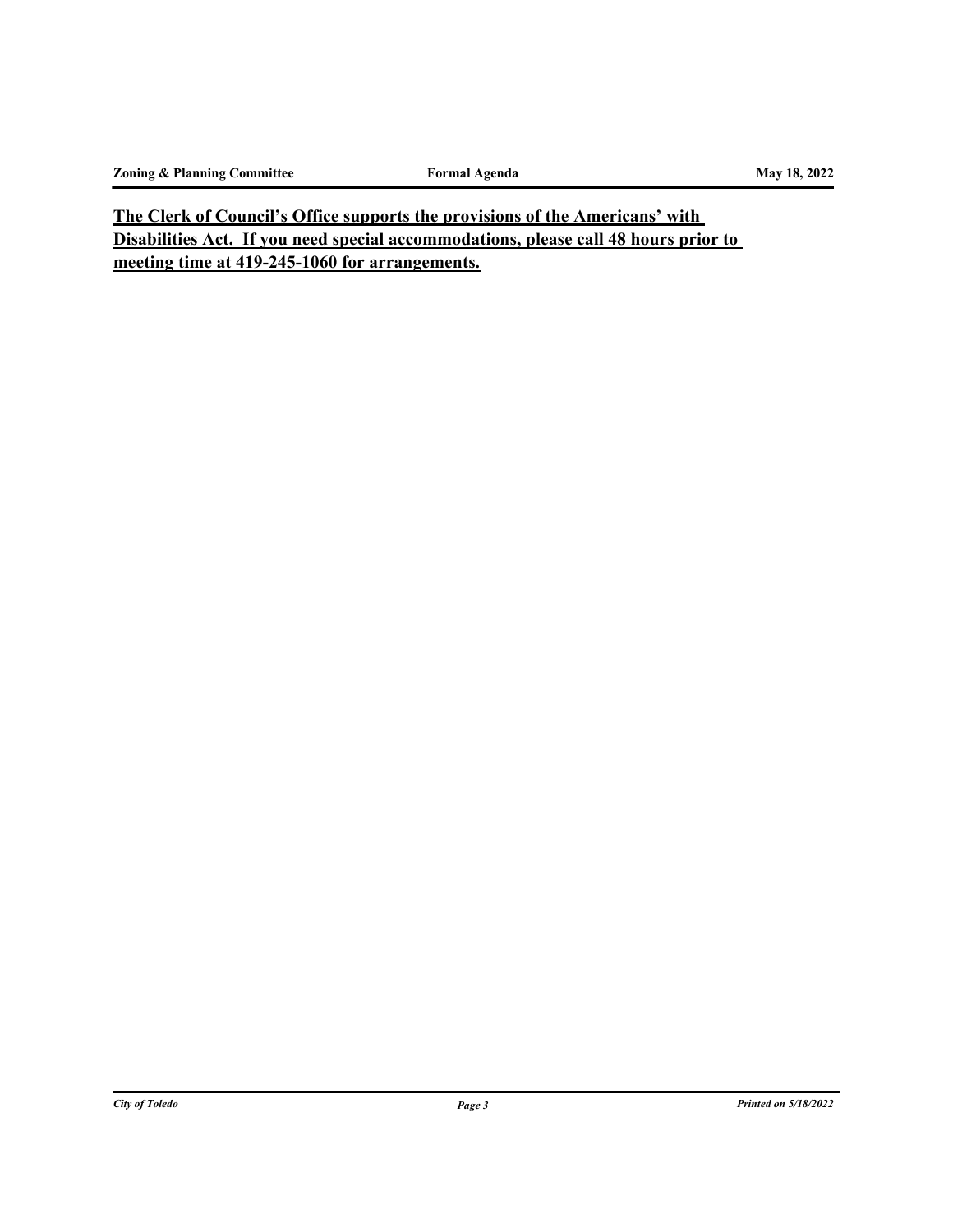**The Clerk of Council's Office supports the provisions of the Americans' with Disabilities Act. If you need special accommodations, please call 48 hours prior to meeting time at 419-245-1060 for arrangements.**